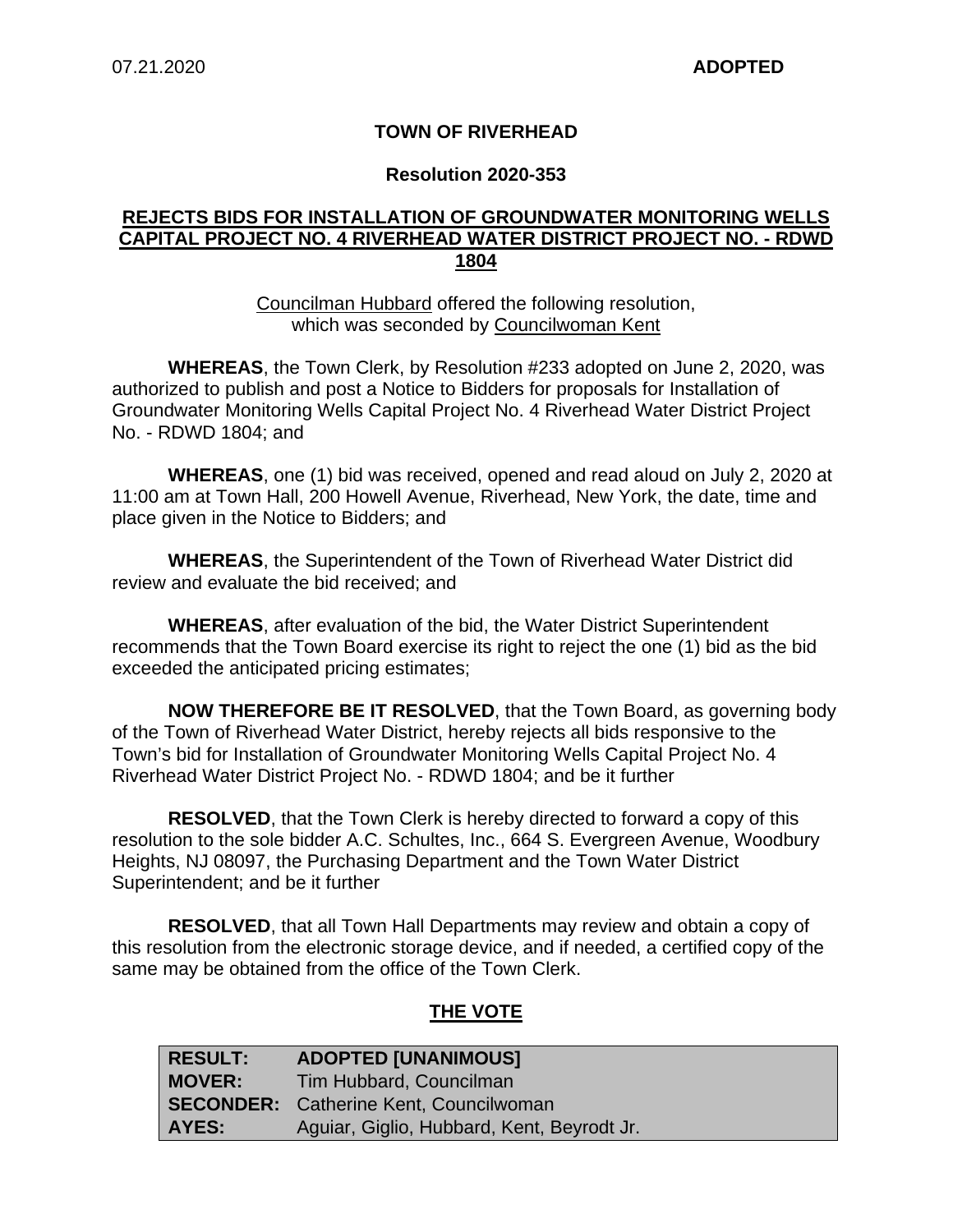07.21.2020 **ADOPTED**

# TOWN OF RIVERHEAD

## Resolution 2020-353

**REJECTS BIDS FOR INSTALLATION OF GROUNDWATER MONITORING WELLS CAPITAL PROJECT NO. 4 RIVERHEAD WATER DISTRICT PROJECT NO. - RDWD 1804**

Councilman Hubbard offered the following resolution,
which was seconded by Councilwoman Kent

**WHEREAS**, the Town Clerk, by Resolution #233 adopted on June 2, 2020, was authorized to publish and post a Notice to Bidders for proposals for Installation of Groundwater Monitoring Wells Capital Project No. 4 Riverhead Water District Project No. - RDWD 1804; and

**WHEREAS**, one (1) bid was received, opened and read aloud on July 2, 2020 at 11:00 am at Town Hall, 200 Howell Avenue, Riverhead, New York, the date, time and place given in the Notice to Bidders; and

**WHEREAS**, the Superintendent of the Town of Riverhead Water District did review and evaluate the bid received; and

**WHEREAS**, after evaluation of the bid, the Water District Superintendent recommends that the Town Board exercise its right to reject the one (1) bid as the bid exceeded the anticipated pricing estimates;

**NOW THEREFORE BE IT RESOLVED**, that the Town Board, as governing body of the Town of Riverhead Water District, hereby rejects all bids responsive to the Town's bid for Installation of Groundwater Monitoring Wells Capital Project No. 4 Riverhead Water District Project No. - RDWD 1804; and be it further

**RESOLVED**, that the Town Clerk is hereby directed to forward a copy of this resolution to the sole bidder A.C. Schultes, Inc., 664 S. Evergreen Avenue, Woodbury Heights, NJ 08097, the Purchasing Department and the Town Water District Superintendent; and be it further

**RESOLVED**, that all Town Hall Departments may review and obtain a copy of this resolution from the electronic storage device, and if needed, a certified copy of the same may be obtained from the office of the Town Clerk.

## THE VOTE

| | |
|---|---|
| **RESULT:** | **ADOPTED [UNANIMOUS]** |
| **MOVER:** | Tim Hubbard, Councilman |
| **SECONDER:** | Catherine Kent, Councilwoman |
| **AYES:** | Aguiar, Giglio, Hubbard, Kent, Beyrodt Jr. |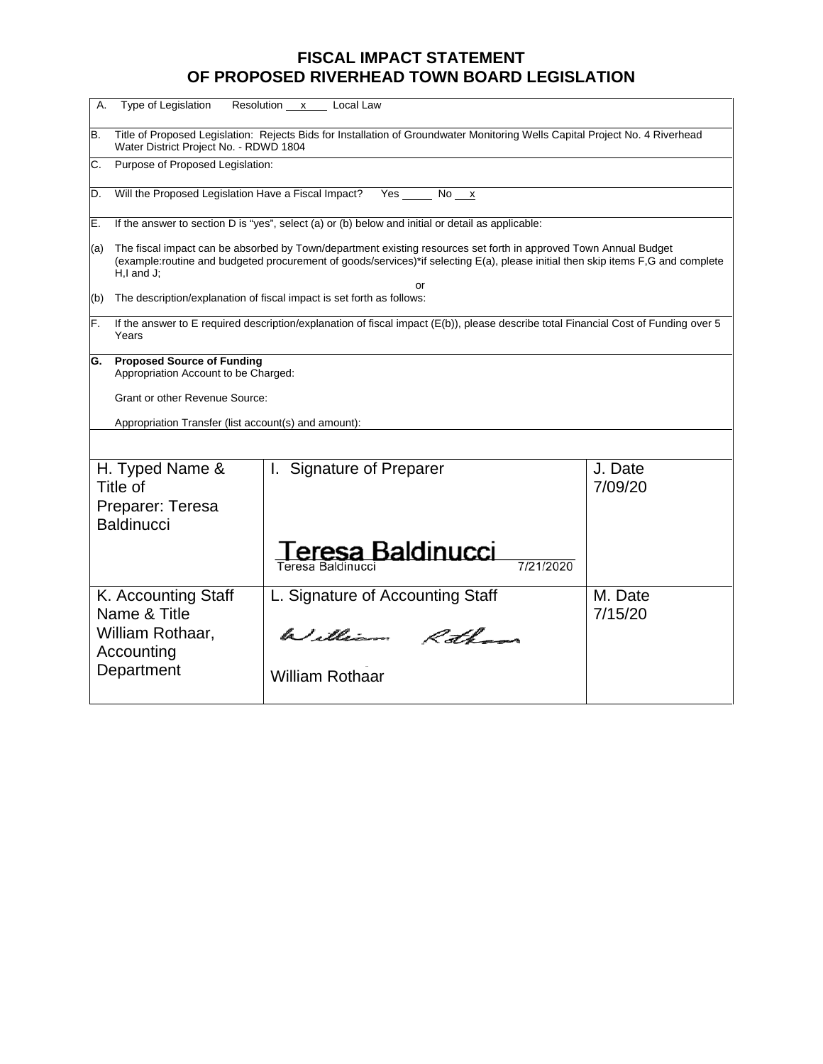# FISCAL IMPACT STATEMENT
# OF PROPOSED RIVERHEAD TOWN BOARD LEGISLATION

A. Type of Legislation Resolution \_\_x\_\_ Local Law

B. Title of Proposed Legislation: Rejects Bids for Installation of Groundwater Monitoring Wells Capital Project No. 4 Riverhead Water District Project No. - RDWD 1804

C. Purpose of Proposed Legislation:

D. Will the Proposed Legislation Have a Fiscal Impact? Yes \_\_\_\_\_ No \_\_x

E. If the answer to section D is "yes", select (a) or (b) below and initial or detail as applicable:

(a) The fiscal impact can be absorbed by Town/department existing resources set forth in approved Town Annual Budget (example:routine and budgeted procurement of goods/services)*if selecting E(a), please initial then skip items F,G and complete H,I and J;

or

(b) The description/explanation of fiscal impact is set forth as follows:

F. If the answer to E required description/explanation of fiscal impact (E(b)), please describe total Financial Cost of Funding over 5 Years

**G. Proposed Source of Funding**

Appropriation Account to be Charged:

Grant or other Revenue Source:

Appropriation Transfer (list account(s) and amount):

| | | |
|---|---|---|
| H. Typed Name & Title of Preparer: Teresa Baldinucci | I. Signature of Preparer<br>Teresa Baldinucci<br>Teresa Baldinucci 7/21/2020 | J. Date<br>7/09/20 |
| K. Accounting Staff Name & Title<br>William Rothaar, Accounting Department | L. Signature of Accounting Staff<br>William Rothaar<br>William Rothaar | M. Date<br>7/15/20 |